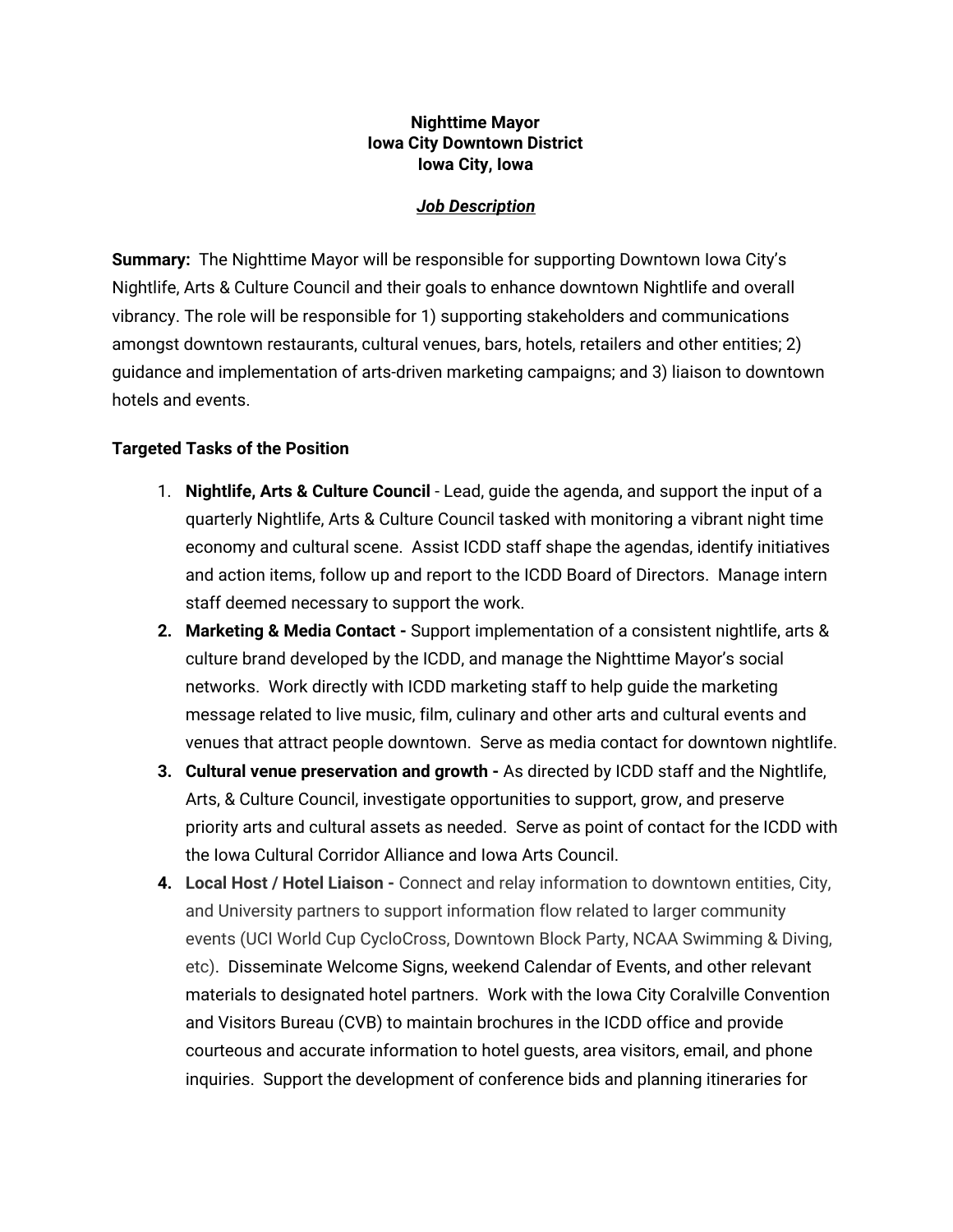**Nighttime Mayor**
**Iowa City Downtown District**
**Iowa City, Iowa**

***Job Description***

**Summary:** The Nighttime Mayor will be responsible for supporting Downtown Iowa City's Nightlife, Arts & Culture Council and their goals to enhance downtown Nightlife and overall vibrancy. The role will be responsible for 1) supporting stakeholders and communications amongst downtown restaurants, cultural venues, bars, hotels, retailers and other entities; 2) guidance and implementation of arts-driven marketing campaigns; and 3) liaison to downtown hotels and events.

**Targeted Tasks of the Position**

1. **Nightlife, Arts & Culture Council** - Lead, guide the agenda, and support the input of a quarterly Nightlife, Arts & Culture Council tasked with monitoring a vibrant night time economy and cultural scene. Assist ICDD staff shape the agendas, identify initiatives and action items, follow up and report to the ICDD Board of Directors. Manage intern staff deemed necessary to support the work.
2. **Marketing & Media Contact -** Support implementation of a consistent nightlife, arts & culture brand developed by the ICDD, and manage the Nighttime Mayor's social networks. Work directly with ICDD marketing staff to help guide the marketing message related to live music, film, culinary and other arts and cultural events and venues that attract people downtown. Serve as media contact for downtown nightlife.
3. **Cultural venue preservation and growth -** As directed by ICDD staff and the Nightlife, Arts, & Culture Council, investigate opportunities to support, grow, and preserve priority arts and cultural assets as needed. Serve as point of contact for the ICDD with the Iowa Cultural Corridor Alliance and Iowa Arts Council.
4. **Local Host / Hotel Liaison -** Connect and relay information to downtown entities, City, and University partners to support information flow related to larger community events (UCI World Cup CycloCross, Downtown Block Party, NCAA Swimming & Diving, etc). Disseminate Welcome Signs, weekend Calendar of Events, and other relevant materials to designated hotel partners. Work with the Iowa City Coralville Convention and Visitors Bureau (CVB) to maintain brochures in the ICDD office and provide courteous and accurate information to hotel guests, area visitors, email, and phone inquiries. Support the development of conference bids and planning itineraries for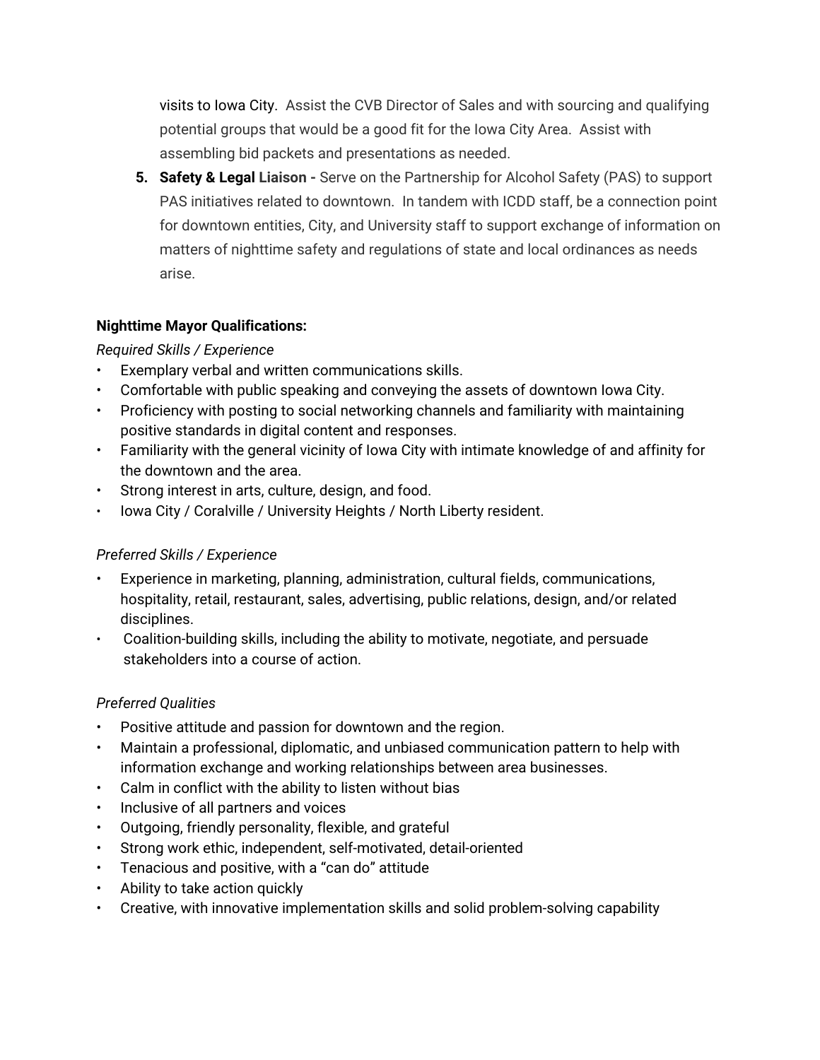visits to Iowa City. Assist the CVB Director of Sales and with sourcing and qualifying potential groups that would be a good fit for the Iowa City Area. Assist with assembling bid packets and presentations as needed.

5. **Safety & Legal Liaison -** Serve on the Partnership for Alcohol Safety (PAS) to support PAS initiatives related to downtown. In tandem with ICDD staff, be a connection point for downtown entities, City, and University staff to support exchange of information on matters of nighttime safety and regulations of state and local ordinances as needs arise.

**Nighttime Mayor Qualifications:**

*Required Skills / Experience*

- Exemplary verbal and written communications skills.
- Comfortable with public speaking and conveying the assets of downtown Iowa City.
- Proficiency with posting to social networking channels and familiarity with maintaining positive standards in digital content and responses.
- Familiarity with the general vicinity of Iowa City with intimate knowledge of and affinity for the downtown and the area.
- Strong interest in arts, culture, design, and food.
- Iowa City / Coralville / University Heights / North Liberty resident.

*Preferred Skills / Experience*

- Experience in marketing, planning, administration, cultural fields, communications, hospitality, retail, restaurant, sales, advertising, public relations, design, and/or related disciplines.
- Coalition-building skills, including the ability to motivate, negotiate, and persuade stakeholders into a course of action.

*Preferred Qualities*

- Positive attitude and passion for downtown and the region.
- Maintain a professional, diplomatic, and unbiased communication pattern to help with information exchange and working relationships between area businesses.
- Calm in conflict with the ability to listen without bias
- Inclusive of all partners and voices
- Outgoing, friendly personality, flexible, and grateful
- Strong work ethic, independent, self-motivated, detail-oriented
- Tenacious and positive, with a "can do" attitude
- Ability to take action quickly
- Creative, with innovative implementation skills and solid problem-solving capability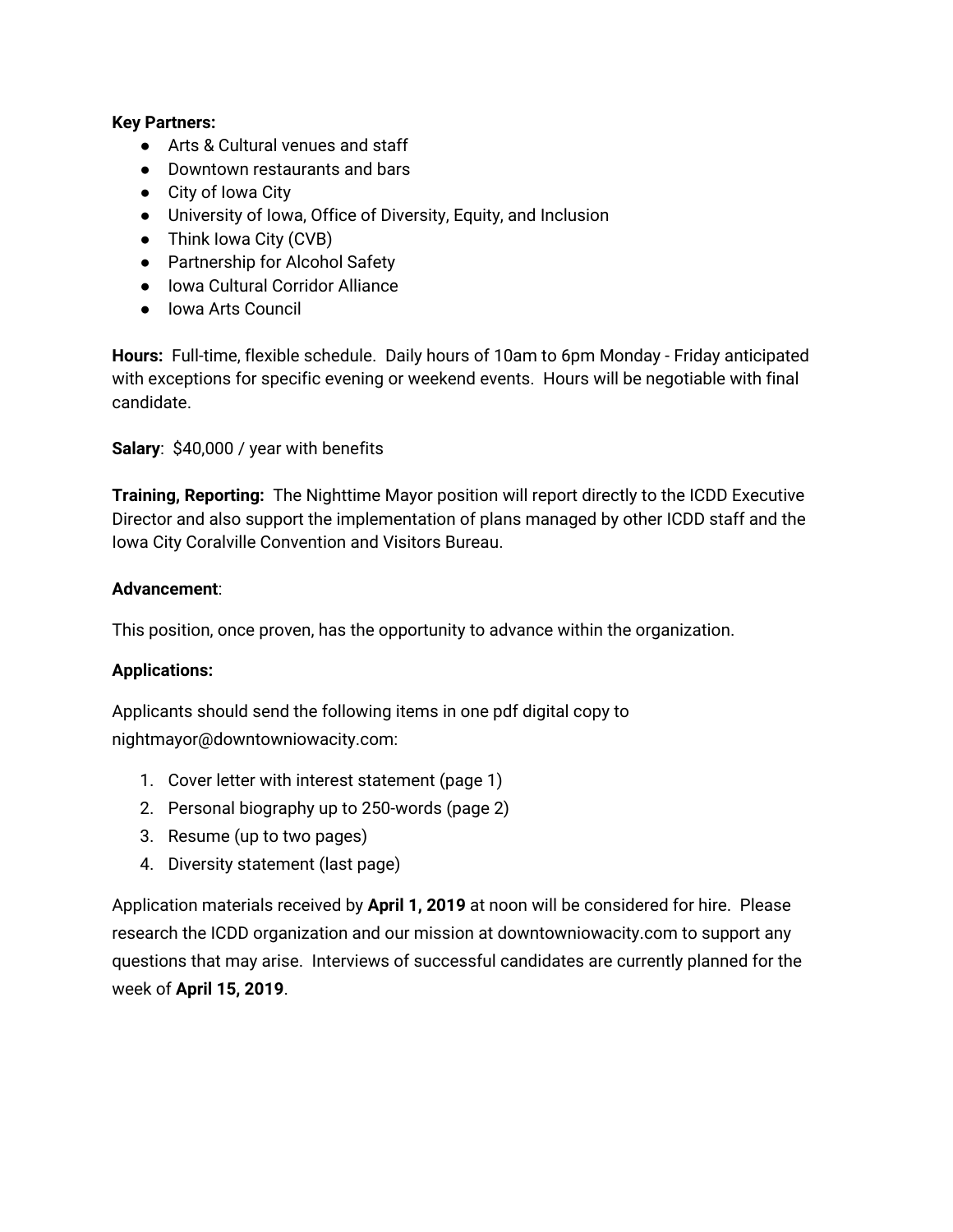**Key Partners:**

- Arts & Cultural venues and staff
- Downtown restaurants and bars
- City of Iowa City
- University of Iowa, Office of Diversity, Equity, and Inclusion
- Think Iowa City (CVB)
- Partnership for Alcohol Safety
- Iowa Cultural Corridor Alliance
- Iowa Arts Council

**Hours:** Full-time, flexible schedule. Daily hours of 10am to 6pm Monday - Friday anticipated with exceptions for specific evening or weekend events. Hours will be negotiable with final candidate.

**Salary**: $40,000 / year with benefits

**Training, Reporting:** The Nighttime Mayor position will report directly to the ICDD Executive Director and also support the implementation of plans managed by other ICDD staff and the Iowa City Coralville Convention and Visitors Bureau.

**Advancement**:

This position, once proven, has the opportunity to advance within the organization.

**Applications:**

Applicants should send the following items in one pdf digital copy to nightmayor@downtowniowacity.com:

1. Cover letter with interest statement (page 1)
2. Personal biography up to 250-words (page 2)
3. Resume (up to two pages)
4. Diversity statement (last page)

Application materials received by **April 1, 2019** at noon will be considered for hire. Please research the ICDD organization and our mission at downtowniowacity.com to support any questions that may arise. Interviews of successful candidates are currently planned for the week of **April 15, 2019**.